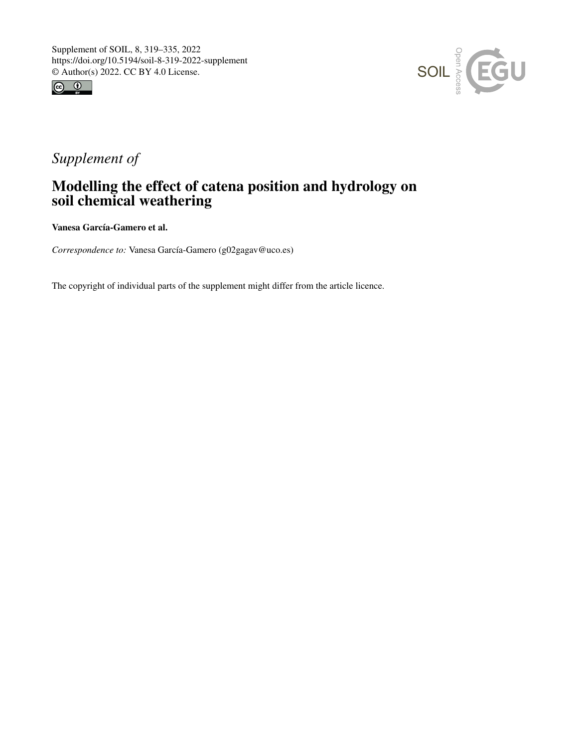Supplement of SOIL, 8, 319–335, 2022
https://doi.org/10.5194/soil-8-319-2022-supplement
© Author(s) 2022. CC BY 4.0 License.

*Supplement of*

# Modelling the effect of catena position and hydrology on soil chemical weathering

**Vanesa García-Gamero et al.**

*Correspondence to:* Vanesa García-Gamero (g02gagav@uco.es)

The copyright of individual parts of the supplement might differ from the article licence.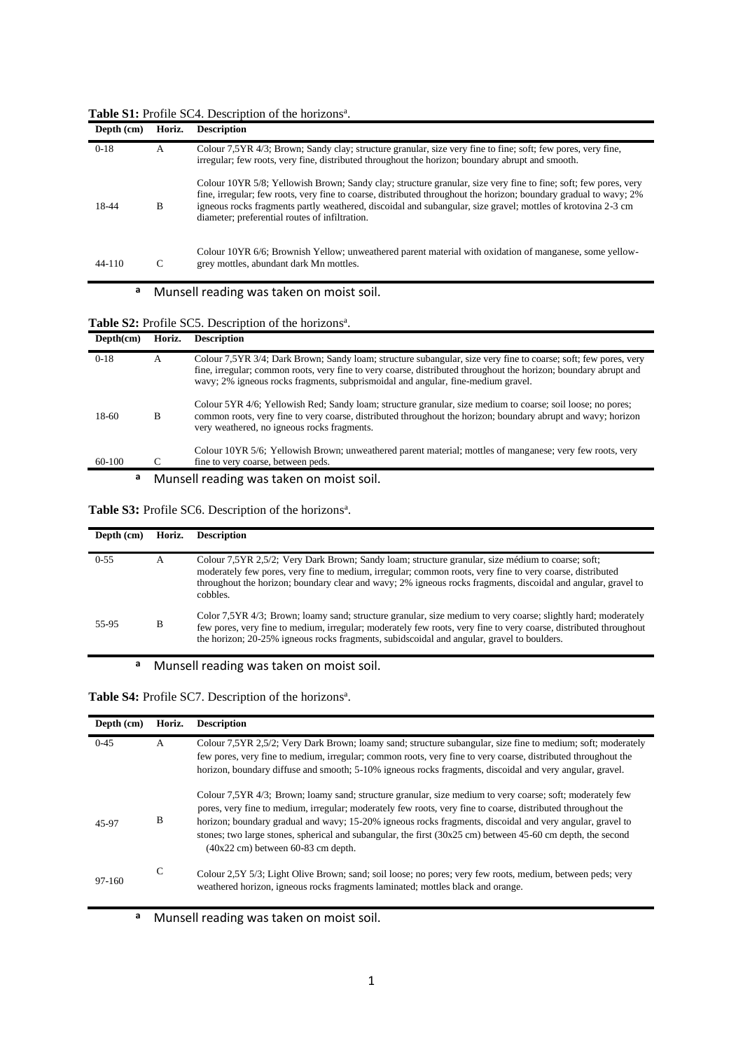**Table S1:** Profile SC4. Description of the horizons[a].

| Depth (cm) | Horiz. | Description |
|---|---|---|
| 0-18 | A | Colour 7,5YR 4/3; Brown; Sandy clay; structure granular, size very fine to fine; soft; few pores, very fine, irregular; few roots, very fine, distributed throughout the horizon; boundary abrupt and smooth. |
| 18-44 | B | Colour 10YR 5/8; Yellowish Brown; Sandy clay; structure granular, size very fine to fine; soft; few pores, very fine, irregular; few roots, very fine to coarse, distributed throughout the horizon; boundary gradual to wavy; 2% igneous rocks fragments partly weathered, discoidal and subangular, size gravel; mottles of krotovina 2-3 cm diameter; preferential routes of infiltration. |
| 44-110 | C | Colour 10YR 6/6; Brownish Yellow; unweathered parent material with oxidation of manganese, some yellow-grey mottles, abundant dark Mn mottles. |

[a] Munsell reading was taken on moist soil.

**Table S2:** Profile SC5. Description of the horizons[a].

| Depth(cm) | Horiz. | Description |
|---|---|---|
| 0-18 | A | Colour 7,5YR 3/4; Dark Brown; Sandy loam; structure subangular, size very fine to coarse; soft; few pores, very fine, irregular; common roots, very fine to very coarse, distributed throughout the horizon; boundary abrupt and wavy; 2% igneous rocks fragments, subprismoidal and angular, fine-medium gravel. |
| 18-60 | B | Colour 5YR 4/6; Yellowish Red; Sandy loam; structure granular, size medium to coarse; soil loose; no pores; common roots, very fine to very coarse, distributed throughout the horizon; boundary abrupt and wavy; horizon very weathered, no igneous rocks fragments. |
| 60-100 | C | Colour 10YR 5/6; Yellowish Brown; unweathered parent material; mottles of manganese; very few roots, very fine to very coarse, between peds. |

[a] Munsell reading was taken on moist soil.

**Table S3:** Profile SC6. Description of the horizons[a].

| Depth (cm) | Horiz. | Description |
|---|---|---|
| 0-55 | A | Colour 7,5YR 2,5/2; Very Dark Brown; Sandy loam; structure granular, size médium to coarse; soft; moderately few pores, very fine to medium, irregular; common roots, very fine to very coarse, distributed throughout the horizon; boundary clear and wavy; 2% igneous rocks fragments, discoidal and angular, gravel to cobbles. |
| 55-95 | B | Color 7,5YR 4/3; Brown; loamy sand; structure granular, size medium to very coarse; slightly hard; moderately few pores, very fine to medium, irregular; moderately few roots, very fine to very coarse, distributed throughout the horizon; 20-25% igneous rocks fragments, subidscoidal and angular, gravel to boulders. |

[a] Munsell reading was taken on moist soil.

**Table S4:** Profile SC7. Description of the horizons[a].

| Depth (cm) | Horiz. | Description |
|---|---|---|
| 0-45 | A | Colour 7,5YR 2,5/2; Very Dark Brown; loamy sand; structure subangular, size fine to medium; soft; moderately few pores, very fine to medium, irregular; common roots, very fine to very coarse, distributed throughout the horizon, boundary diffuse and smooth; 5-10% igneous rocks fragments, discoidal and very angular, gravel. |
| 45-97 | B | Colour 7,5YR 4/3; Brown; loamy sand; structure granular, size medium to very coarse; soft; moderately few pores, very fine to medium, irregular; moderately few roots, very fine to coarse, distributed throughout the horizon; boundary gradual and wavy; 15-20% igneous rocks fragments, discoidal and very angular, gravel to stones; two large stones, spherical and subangular, the first (30x25 cm) between 45-60 cm depth, the second (40x22 cm) between 60-83 cm depth. |
| 97-160 | C | Colour 2,5Y 5/3; Light Olive Brown; sand; soil loose; no pores; very few roots, medium, between peds; very weathered horizon, igneous rocks fragments laminated; mottles black and orange. |

[a] Munsell reading was taken on moist soil.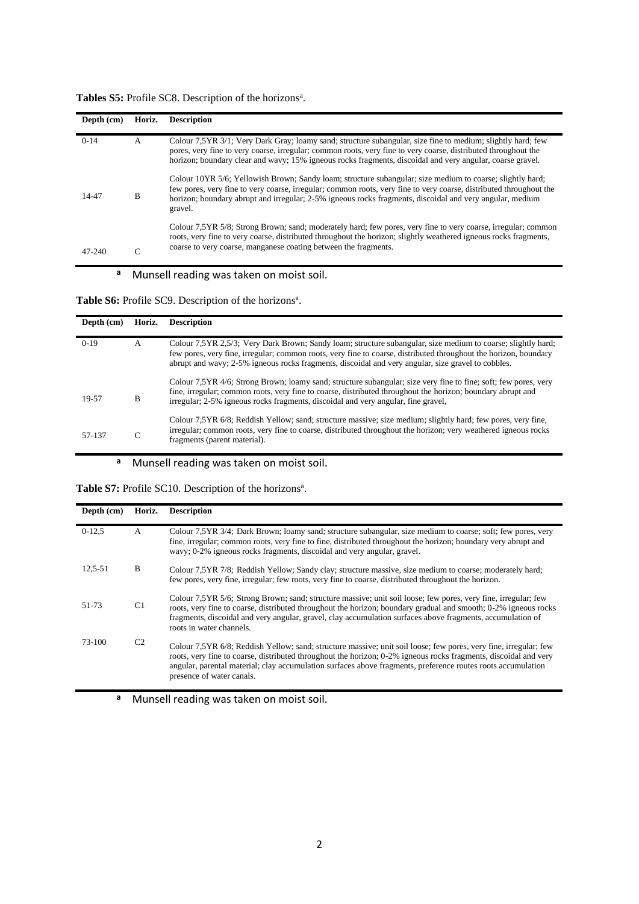**Tables S5:** Profile SC8. Description of the horizons[a].

| Depth (cm) | Horiz. | Description |
|---|---|---|
| 0-14 | A | Colour 7,5YR 3/1; Very Dark Gray; loamy sand; structure subangular, size fine to medium; slightly hard; few pores, very fine to very coarse, irregular; common roots, very fine to very coarse, distributed throughout the horizon; boundary clear and wavy; 15% igneous rocks fragments, discoidal and very angular, coarse gravel. |
| 14-47 | B | Colour 10YR 5/6; Yellowish Brown; Sandy loam; structure subangular; size medium to coarse; slightly hard; few pores, very fine to very coarse, irregular; common roots, very fine to very coarse, distributed throughout the horizon; boundary abrupt and irregular; 2-5% igneous rocks fragments, discoidal and very angular, medium gravel. |
| 47-240 | C | Colour 7,5YR 5/8; Strong Brown; sand; moderately hard; few pores, very fine to very coarse, irregular; common roots, very fine to very coarse, distributed throughout the horizon; slightly weathered igneous rocks fragments, coarse to very coarse, manganese coating between the fragments. |

[a] Munsell reading was taken on moist soil.

**Table S6:** Profile SC9. Description of the horizons[a].

| Depth (cm) | Horiz. | Description |
|---|---|---|
| 0-19 | A | Colour 7,5YR 2,5/3; Very Dark Brown; Sandy loam; structure subangular, size medium to coarse; slightly hard; few pores, very fine, irregular; common roots, very fine to coarse, distributed throughout the horizon, boundary abrupt and wavy; 2-5% igneous rocks fragments, discoidal and very angular, size gravel to cobbles. |
| 19-57 | B | Colour 7,5YR 4/6; Strong Brown; loamy sand; structure subangular; size very fine to fine; soft; few pores, very fine, irregular; common roots, very fine to coarse, distributed throughout the horizon; boundary abrupt and irregular; 2-5% igneous rocks fragments, discoidal and very angular, fine gravel, |
| 57-137 | C | Colour 7,5YR 6/8; Reddish Yellow; sand; structure massive; size medium; slightly hard; few pores, very fine, irregular; common roots, very fine to coarse, distributed throughout the horizon; very weathered igneous rocks fragments (parent material). |

[a] Munsell reading was taken on moist soil.

**Table S7:** Profile SC10. Description of the horizons[a].

| Depth (cm) | Horiz. | Description |
|---|---|---|
| 0-12,5 | A | Colour 7,5YR 3/4; Dark Brown; loamy sand; structure subangular, size medium to coarse; soft; few pores, very fine, irregular; common roots, very fine to fine, distributed throughout the horizon; boundary very abrupt and wavy; 0-2% igneous rocks fragments, discoidal and very angular, gravel. |
| 12,5-51 | B | Colour 7,5YR 7/8; Reddish Yellow; Sandy clay; structure massive, size medium to coarse; moderately hard; few pores, very fine, irregular; few roots, very fine to coarse, distributed throughout the horizon. |
| 51-73 | C1 | Colour 7,5YR 5/6; Strong Brown; sand; structure massive; unit soil loose; few pores, very fine, irregular; few roots, very fine to coarse, distributed throughout the horizon; boundary gradual and smooth; 0-2% igneous rocks fragments, discoidal and very angular, gravel, clay accumulation surfaces above fragments, accumulation of roots in water channels. |
| 73-100 | C2 | Colour 7,5YR 6/8; Reddish Yellow; sand; structure massive; unit soil loose; few pores, very fine, irregular; few roots, very fine to coarse, distributed throughout the horizon; 0-2% igneous rocks fragments, discoidal and very angular, parental material; clay accumulation surfaces above fragments, preference routes roots accumulation presence of water canals. |

[a] Munsell reading was taken on moist soil.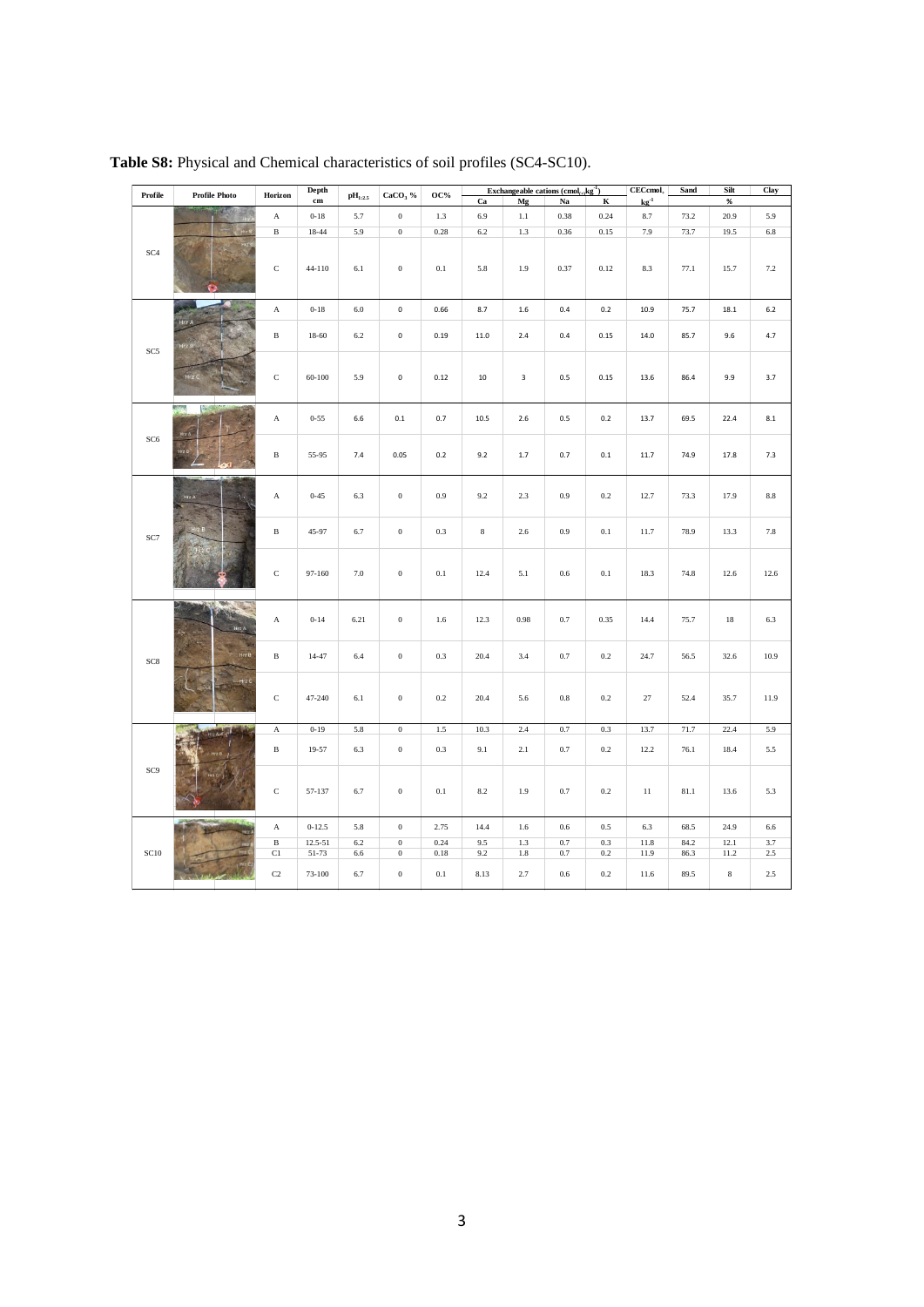**Table S8:** Physical and Chemical characteristics of soil profiles (SC4-SC10).

| Profile | Profile Photo | Horizon | Depth cm | $pH_{1:2.5}$ | $CaCO_3$ % | OC% | Exchangeable cations ($cmol_{(+)}kg^{-1}$) | | | | CECcmol$_c$ $kg^{-1}$ | Sand | Silt | Clay |
|---|---|---|---|---|---|---|---|---|---|---|---|---|---|---|
| | | | | | | | Ca | Mg | Na | K | | % | | |
| SC4 | | A | 0-18 | 5.7 | 0 | 1.3 | 6.9 | 1.1 | 0.38 | 0.24 | 8.7 | 73.2 | 20.9 | 5.9 |
| | | B | 18-44 | 5.9 | 0 | 0.28 | 6.2 | 1.3 | 0.36 | 0.15 | 7.9 | 73.7 | 19.5 | 6.8 |
| | | C | 44-110 | 6.1 | 0 | 0.1 | 5.8 | 1.9 | 0.37 | 0.12 | 8.3 | 77.1 | 15.7 | 7.2 |
| SC5 | | A | 0-18 | 6.0 | 0 | 0.66 | 8.7 | 1.6 | 0.4 | 0.2 | 10.9 | 75.7 | 18.1 | 6.2 |
| | | B | 18-60 | 6.2 | 0 | 0.19 | 11.0 | 2.4 | 0.4 | 0.15 | 14.0 | 85.7 | 9.6 | 4.7 |
| | | C | 60-100 | 5.9 | 0 | 0.12 | 10 | 3 | 0.5 | 0.15 | 13.6 | 86.4 | 9.9 | 3.7 |
| SC6 | | A | 0-55 | 6.6 | 0.1 | 0.7 | 10.5 | 2.6 | 0.5 | 0.2 | 13.7 | 69.5 | 22.4 | 8.1 |
| | | B | 55-95 | 7.4 | 0.05 | 0.2 | 9.2 | 1.7 | 0.7 | 0.1 | 11.7 | 74.9 | 17.8 | 7.3 |
| SC7 | | A | 0-45 | 6.3 | 0 | 0.9 | 9.2 | 2.3 | 0.9 | 0.2 | 12.7 | 73.3 | 17.9 | 8.8 |
| | | B | 45-97 | 6.7 | 0 | 0.3 | 8 | 2.6 | 0.9 | 0.1 | 11.7 | 78.9 | 13.3 | 7.8 |
| | | C | 97-160 | 7.0 | 0 | 0.1 | 12.4 | 5.1 | 0.6 | 0.1 | 18.3 | 74.8 | 12.6 | 12.6 |
| SC8 | | A | 0-14 | 6.21 | 0 | 1.6 | 12.3 | 0.98 | 0.7 | 0.35 | 14.4 | 75.7 | 18 | 6.3 |
| | | B | 14-47 | 6.4 | 0 | 0.3 | 20.4 | 3.4 | 0.7 | 0.2 | 24.7 | 56.5 | 32.6 | 10.9 |
| | | C | 47-240 | 6.1 | 0 | 0.2 | 20.4 | 5.6 | 0.8 | 0.2 | 27 | 52.4 | 35.7 | 11.9 |
| SC9 | | A | 0-19 | 5.8 | 0 | 1.5 | 10.3 | 2.4 | 0.7 | 0.3 | 13.7 | 71.7 | 22.4 | 5.9 |
| | | B | 19-57 | 6.3 | 0 | 0.3 | 9.1 | 2.1 | 0.7 | 0.2 | 12.2 | 76.1 | 18.4 | 5.5 |
| | | C | 57-137 | 6.7 | 0 | 0.1 | 8.2 | 1.9 | 0.7 | 0.2 | 11 | 81.1 | 13.6 | 5.3 |
| SC10 | | A | 0-12.5 | 5.8 | 0 | 2.75 | 14.4 | 1.6 | 0.6 | 0.5 | 6.3 | 68.5 | 24.9 | 6.6 |
| | | B | 12.5-51 | 6.2 | 0 | 0.24 | 9.5 | 1.3 | 0.7 | 0.3 | 11.8 | 84.2 | 12.1 | 3.7 |
| | | C1 | 51-73 | 6.6 | 0 | 0.18 | 9.2 | 1.8 | 0.7 | 0.2 | 11.9 | 86.3 | 11.2 | 2.5 |
| | | C2 | 73-100 | 6.7 | 0 | 0.1 | 8.13 | 2.7 | 0.6 | 0.2 | 11.6 | 89.5 | 8 | 2.5 |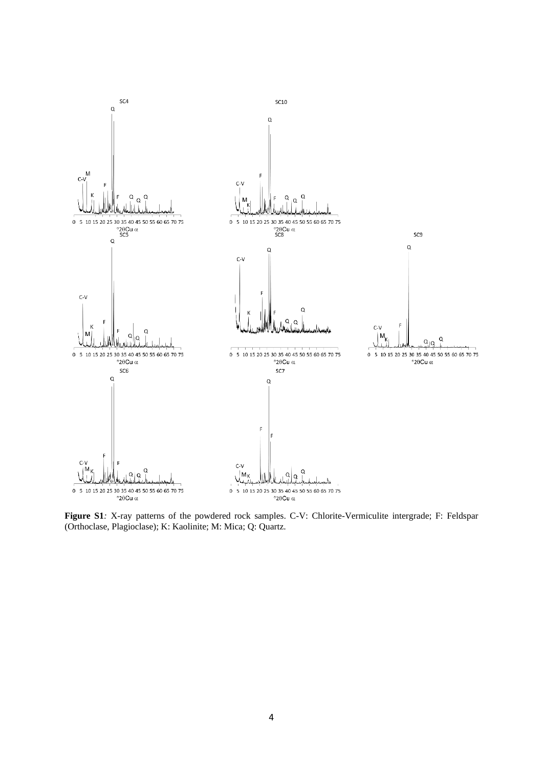SC4

Q

C-V M

F

K F Q Q Q

0 5 10 15 20 25 30 35 40 45 50 55 60 65 70 75

°2θCu α

SC10

Q

F

C-V

M K F Q Q Q

0 5 10 15 20 25 30 35 40 45 50 55 60 65 70 75

°2θCu α

SC5

Q

C-V

F

K

M F Q Q Q

0 5 10 15 20 25 30 35 40 45 50 55 60 65 70 75

°2θCu α

SC8

Q

C-V

F

K F Q

Q Q

0 5 10 15 20 25 30 35 40 45 50 55 60 65 70 75

°2θCu α

SC9

Q

C-V F

M K Q Q Q

0 5 10 15 20 25 30 35 40 45 50 55 60 65 70 75

°2θCu α

SC6

Q

F F

C-V

M K Q Q Q

0 5 10 15 20 25 30 35 40 45 50 55 60 65 70 75

°2θCu α

SC7

Q

F

F

C-V

M K Q Q Q

0 5 10 15 20 25 30 35 40 45 50 55 60 65 70 75

°2θCu α

**Figure S1**: X-ray patterns of the powdered rock samples. C-V: Chlorite-Vermiculite intergrade; F: Feldspar (Orthoclase, Plagioclase); K: Kaolinite; M: Mica; Q: Quartz.